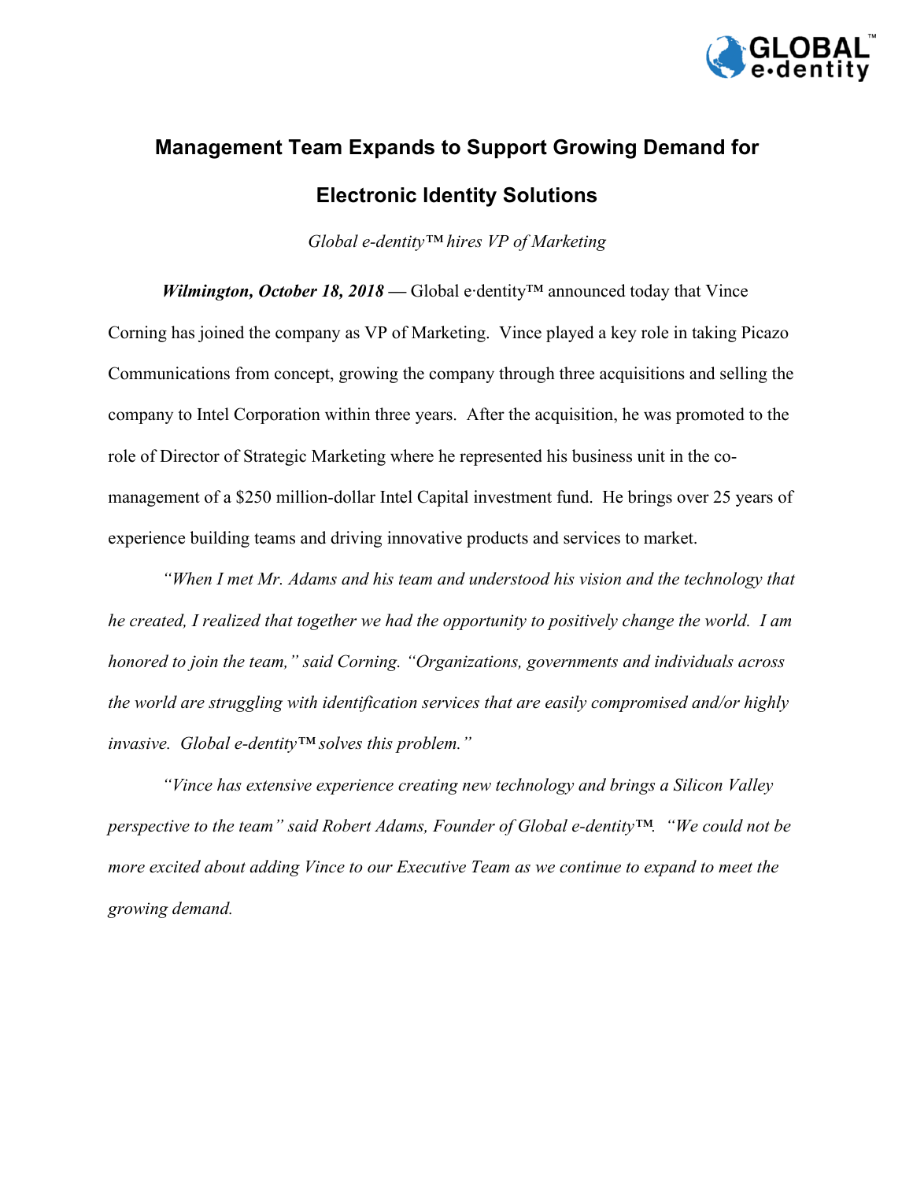# Management Team Expands to Support Growing Demand for Electronic Identity Solutions

*Global e-dentity™ hires VP of Marketing*

***Wilmington, October 18, 2018*** **—** Global e·dentity™ announced today that Vince Corning has joined the company as VP of Marketing. Vince played a key role in taking Picazo Communications from concept, growing the company through three acquisitions and selling the company to Intel Corporation within three years. After the acquisition, he was promoted to the role of Director of Strategic Marketing where he represented his business unit in the co-management of a $250 million-dollar Intel Capital investment fund. He brings over 25 years of experience building teams and driving innovative products and services to market.

*"When I met Mr. Adams and his team and understood his vision and the technology that he created, I realized that together we had the opportunity to positively change the world. I am honored to join the team," said Corning. "Organizations, governments and individuals across the world are struggling with identification services that are easily compromised and/or highly invasive. Global e-dentity™ solves this problem."*

*"Vince has extensive experience creating new technology and brings a Silicon Valley perspective to the team" said Robert Adams, Founder of Global e-dentity™. "We could not be more excited about adding Vince to our Executive Team as we continue to expand to meet the growing demand.*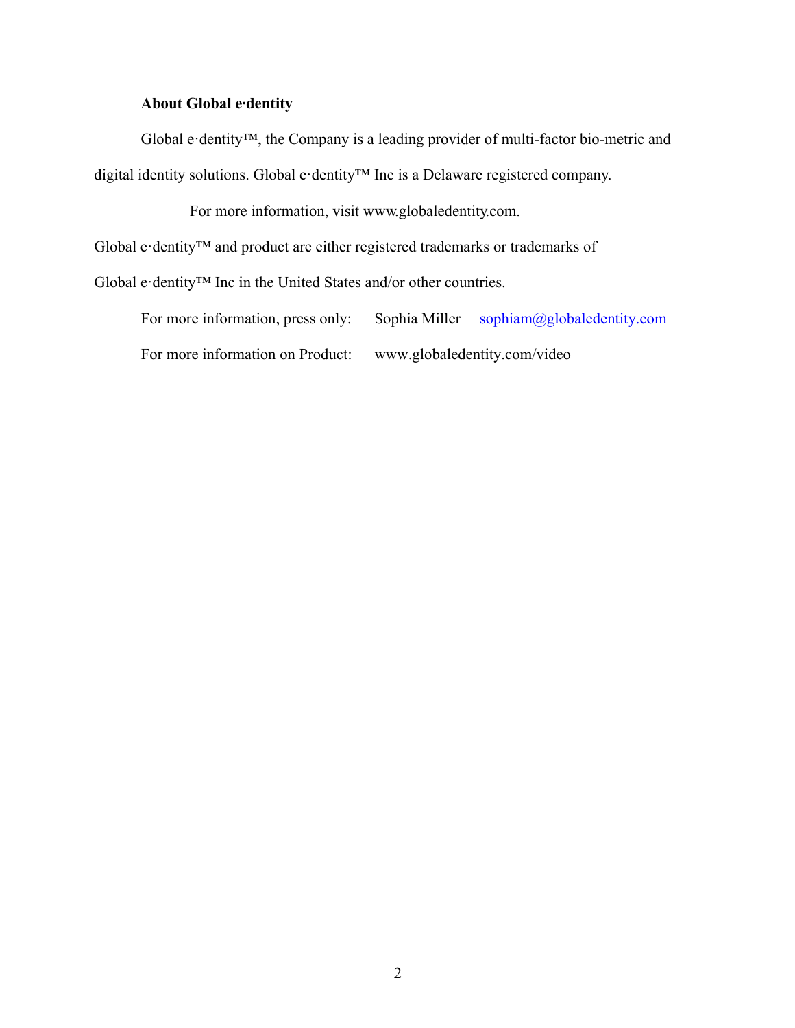**About Global e·dentity**

Global e·dentity™, the Company is a leading provider of multi-factor bio-metric and digital identity solutions. Global e·dentity™ Inc is a Delaware registered company.

For more information, visit www.globaledentity.com.

Global e·dentity™ and product are either registered trademarks or trademarks of Global e·dentity™ Inc in the United States and/or other countries.

For more information, press only: Sophia Miller sophiam@globaledentity.com

For more information on Product: www.globaledentity.com/video